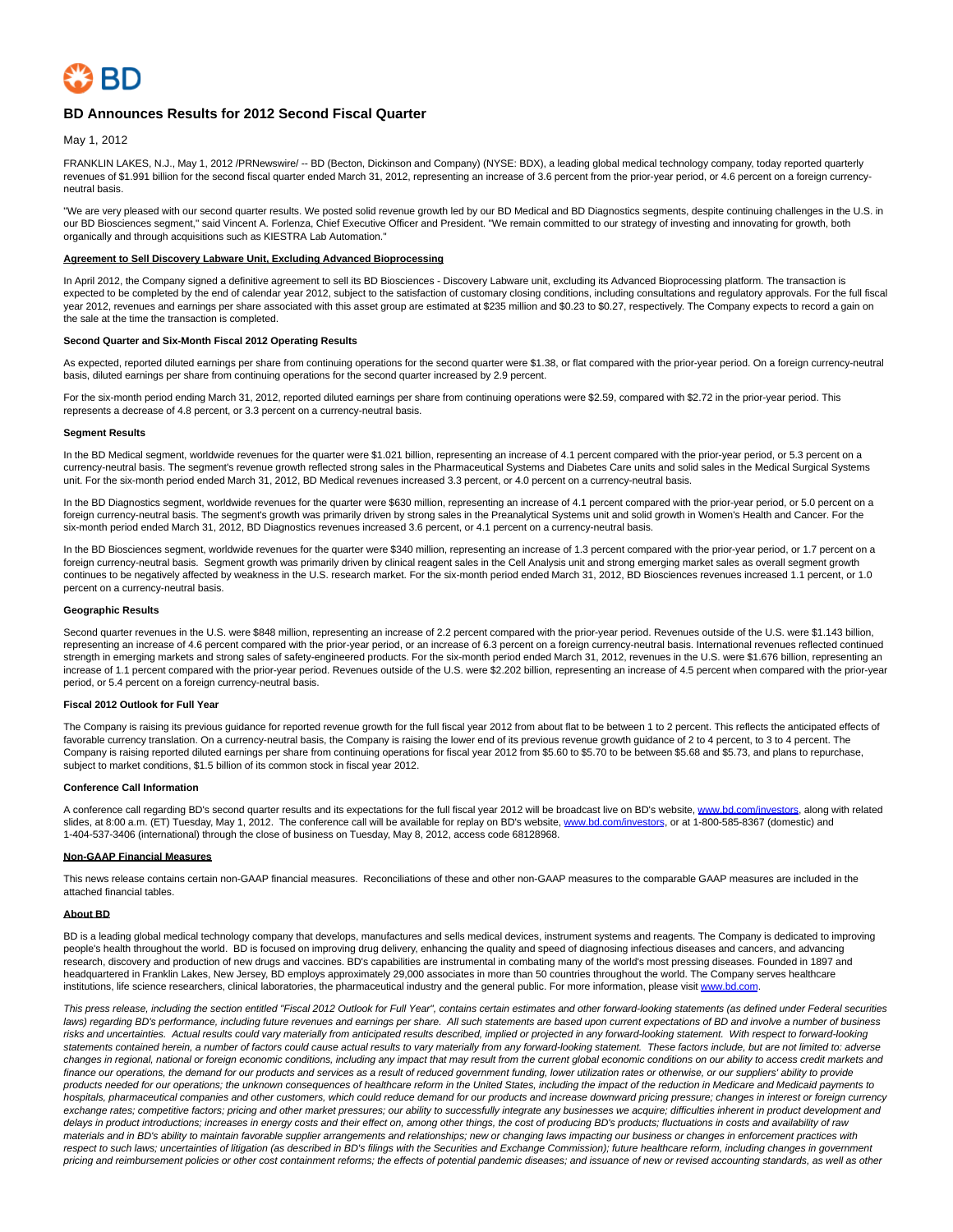# BD Announces Results for 2012 Second Fiscal Quarter

May 1, 2012

FRANKLIN LAKES, N.J., May 1, 2012 /PRNewswire/ -- BD (Becton, Dickinson and Company) (NYSE: BDX), a leading global medical technology company, today reported quarterly revenues of $1.991 billion for the second fiscal quarter ended March 31, 2012, representing an increase of 3.6 percent from the prior-year period, or 4.6 percent on a foreign currency-neutral basis.

"We are very pleased with our second quarter results. We posted solid revenue growth led by our BD Medical and BD Diagnostics segments, despite continuing challenges in the U.S. in our BD Biosciences segment," said Vincent A. Forlenza, Chief Executive Officer and President. "We remain committed to our strategy of investing and innovating for growth, both organically and through acquisitions such as KIESTRA Lab Automation."

**Agreement to Sell Discovery Labware Unit, Excluding Advanced Bioprocessing**

In April 2012, the Company signed a definitive agreement to sell its BD Biosciences - Discovery Labware unit, excluding its Advanced Bioprocessing platform. The transaction is expected to be completed by the end of calendar year 2012, subject to the satisfaction of customary closing conditions, including consultations and regulatory approvals. For the full fiscal year 2012, revenues and earnings per share associated with this asset group are estimated at $235 million and $0.23 to $0.27, respectively. The Company expects to record a gain on the sale at the time the transaction is completed.

**Second Quarter and Six-Month Fiscal 2012 Operating Results**

As expected, reported diluted earnings per share from continuing operations for the second quarter were $1.38, or flat compared with the prior-year period. On a foreign currency-neutral basis, diluted earnings per share from continuing operations for the second quarter increased by 2.9 percent.

For the six-month period ending March 31, 2012, reported diluted earnings per share from continuing operations were $2.59, compared with $2.72 in the prior-year period. This represents a decrease of 4.8 percent, or 3.3 percent on a currency-neutral basis.

**Segment Results**

In the BD Medical segment, worldwide revenues for the quarter were $1.021 billion, representing an increase of 4.1 percent compared with the prior-year period, or 5.3 percent on a currency-neutral basis. The segment's revenue growth reflected strong sales in the Pharmaceutical Systems and Diabetes Care units and solid sales in the Medical Surgical Systems unit. For the six-month period ended March 31, 2012, BD Medical revenues increased 3.3 percent, or 4.0 percent on a currency-neutral basis.

In the BD Diagnostics segment, worldwide revenues for the quarter were $630 million, representing an increase of 4.1 percent compared with the prior-year period, or 5.0 percent on a foreign currency-neutral basis. The segment's growth was primarily driven by strong sales in the Preanalytical Systems unit and solid growth in Women's Health and Cancer. For the six-month period ended March 31, 2012, BD Diagnostics revenues increased 3.6 percent, or 4.1 percent on a currency-neutral basis.

In the BD Biosciences segment, worldwide revenues for the quarter were $340 million, representing an increase of 1.3 percent compared with the prior-year period, or 1.7 percent on a foreign currency-neutral basis. Segment growth was primarily driven by clinical reagent sales in the Cell Analysis unit and strong emerging market sales as overall segment growth continues to be negatively affected by weakness in the U.S. research market. For the six-month period ended March 31, 2012, BD Biosciences revenues increased 1.1 percent, or 1.0 percent on a currency-neutral basis.

**Geographic Results**

Second quarter revenues in the U.S. were $848 million, representing an increase of 2.2 percent compared with the prior-year period. Revenues outside of the U.S. were $1.143 billion, representing an increase of 4.6 percent compared with the prior-year period, or an increase of 6.3 percent on a foreign currency-neutral basis. International revenues reflected continued strength in emerging markets and strong sales of safety-engineered products. For the six-month period ended March 31, 2012, revenues in the U.S. were $1.676 billion, representing an increase of 1.1 percent compared with the prior-year period. Revenues outside of the U.S. were $2.202 billion, representing an increase of 4.5 percent when compared with the prior-year period, or 5.4 percent on a foreign currency-neutral basis.

**Fiscal 2012 Outlook for Full Year**

The Company is raising its previous guidance for reported revenue growth for the full fiscal year 2012 from about flat to be between 1 to 2 percent. This reflects the anticipated effects of favorable currency translation. On a currency-neutral basis, the Company is raising the lower end of its previous revenue growth guidance of 2 to 4 percent, to 3 to 4 percent. The Company is raising reported diluted earnings per share from continuing operations for fiscal year 2012 from $5.60 to $5.70 to be between $5.68 and $5.73, and plans to repurchase, subject to market conditions, $1.5 billion of its common stock in fiscal year 2012.

**Conference Call Information**

A conference call regarding BD's second quarter results and its expectations for the full fiscal year 2012 will be broadcast live on BD's website, www.bd.com/investors, along with related slides, at 8:00 a.m. (ET) Tuesday, May 1, 2012. The conference call will be available for replay on BD's website, www.bd.com/investors, or at 1-800-585-8367 (domestic) and 1-404-537-3406 (international) through the close of business on Tuesday, May 8, 2012, access code 68128968.

**Non-GAAP Financial Measures**

This news release contains certain non-GAAP financial measures. Reconciliations of these and other non-GAAP measures to the comparable GAAP measures are included in the attached financial tables.

**About BD**

BD is a leading global medical technology company that develops, manufactures and sells medical devices, instrument systems and reagents. The Company is dedicated to improving people's health throughout the world. BD is focused on improving drug delivery, enhancing the quality and speed of diagnosing infectious diseases and cancers, and advancing research, discovery and production of new drugs and vaccines. BD's capabilities are instrumental in combating many of the world's most pressing diseases. Founded in 1897 and headquartered in Franklin Lakes, New Jersey, BD employs approximately 29,000 associates in more than 50 countries throughout the world. The Company serves healthcare institutions, life science researchers, clinical laboratories, the pharmaceutical industry and the general public. For more information, please visit www.bd.com.

*This press release, including the section entitled "Fiscal 2012 Outlook for Full Year", contains certain estimates and other forward-looking statements (as defined under Federal securities laws) regarding BD's performance, including future revenues and earnings per share. All such statements are based upon current expectations of BD and involve a number of business risks and uncertainties. Actual results could vary materially from anticipated results described, implied or projected in any forward-looking statement. With respect to forward-looking statements contained herein, a number of factors could cause actual results to vary materially from any forward-looking statement. These factors include, but are not limited to: adverse changes in regional, national or foreign economic conditions, including any impact that may result from the current global economic conditions on our ability to access credit markets and finance our operations, the demand for our products and services as a result of reduced government funding, lower utilization rates or otherwise, or our suppliers' ability to provide products needed for our operations; the unknown consequences of healthcare reform in the United States, including the impact of the reduction in Medicare and Medicaid payments to hospitals, pharmaceutical companies and other customers, which could reduce demand for our products and increase downward pricing pressure; changes in interest or foreign currency exchange rates; competitive factors; pricing and other market pressures; our ability to successfully integrate any businesses we acquire; difficulties inherent in product development and delays in product introductions; increases in energy costs and their effect on, among other things, the cost of producing BD's products; fluctuations in costs and availability of raw materials and in BD's ability to maintain favorable supplier arrangements and relationships; new or changing laws impacting our business or changes in enforcement practices with respect to such laws; uncertainties of litigation (as described in BD's filings with the Securities and Exchange Commission); future healthcare reform, including changes in government pricing and reimbursement policies or other cost containment reforms; the effects of potential pandemic diseases; and issuance of new or revised accounting standards, as well as other*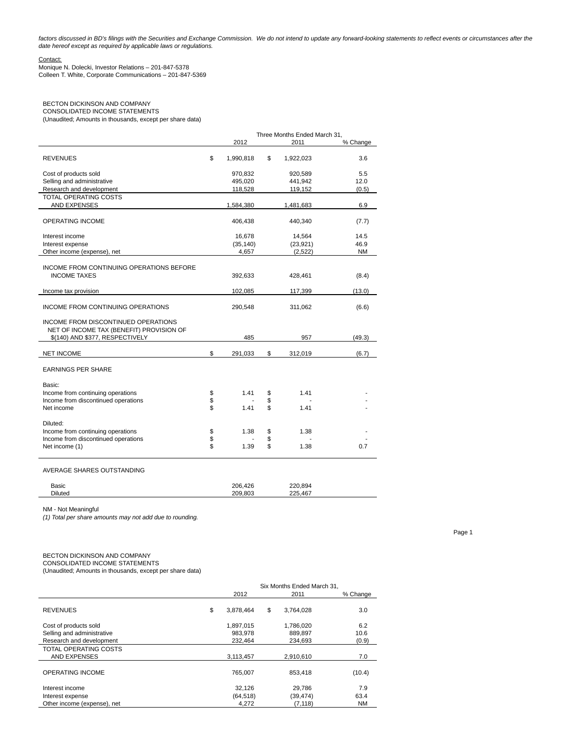*factors discussed in BD's filings with the Securities and Exchange Commission. We do not intend to update any forward-looking statements to reflect events or circumstances after the date hereof except as required by applicable laws or regulations.*

Contact:
Monique N. Dolecki, Investor Relations – 201-847-5378
Colleen T. White, Corporate Communications – 201-847-5369

BECTON DICKINSON AND COMPANY
CONSOLIDATED INCOME STATEMENTS
(Unaudited; Amounts in thousands, except per share data)

| | Three Months Ended March 31, | | |
|---|---|---|---|
| | 2012 | 2011 | % Change |
| REVENUES | $ 1,990,818 | $ 1,922,023 | 3.6 |
| Cost of products sold | 970,832 | 920,589 | 5.5 |
| Selling and administrative | 495,020 | 441,942 | 12.0 |
| Research and development | 118,528 | 119,152 | (0.5) |
| TOTAL OPERATING COSTS AND EXPENSES | 1,584,380 | 1,481,683 | 6.9 |
| OPERATING INCOME | 406,438 | 440,340 | (7.7) |
| Interest income | 16,678 | 14,564 | 14.5 |
| Interest expense | (35,140) | (23,921) | 46.9 |
| Other income (expense), net | 4,657 | (2,522) | NM |
| INCOME FROM CONTINUING OPERATIONS BEFORE INCOME TAXES | 392,633 | 428,461 | (8.4) |
| Income tax provision | 102,085 | 117,399 | (13.0) |
| INCOME FROM CONTINUING OPERATIONS | 290,548 | 311,062 | (6.6) |
| INCOME FROM DISCONTINUED OPERATIONS NET OF INCOME TAX (BENEFIT) PROVISION OF $(140) AND $377, RESPECTIVELY | 485 | 957 | (49.3) |
| NET INCOME | $ 291,033 | $ 312,019 | (6.7) |
| EARNINGS PER SHARE | | | |
| Basic: | | | |
| Income from continuing operations | $ 1.41 | $ 1.41 | - |
| Income from discontinued operations | $ - | $ - | - |
| Net income | $ 1.41 | $ 1.41 | - |
| Diluted: | | | |
| Income from continuing operations | $ 1.38 | $ 1.38 | - |
| Income from discontinued operations | $ - | $ - | - |
| Net income (1) | $ 1.39 | $ 1.38 | 0.7 |
| AVERAGE SHARES OUTSTANDING | | | |
| Basic | 206,426 | 220,894 | |
| Diluted | 209,803 | 225,467 | |

NM - Not Meaningful
*(1) Total per share amounts may not add due to rounding.*

BECTON DICKINSON AND COMPANY
CONSOLIDATED INCOME STATEMENTS
(Unaudited; Amounts in thousands, except per share data)

| | Six Months Ended March 31, | | |
|---|---|---|---|
| | 2012 | 2011 | % Change |
| REVENUES | $ 3,878,464 | $ 3,764,028 | 3.0 |
| Cost of products sold | 1,897,015 | 1,786,020 | 6.2 |
| Selling and administrative | 983,978 | 889,897 | 10.6 |
| Research and development | 232,464 | 234,693 | (0.9) |
| TOTAL OPERATING COSTS AND EXPENSES | 3,113,457 | 2,910,610 | 7.0 |
| OPERATING INCOME | 765,007 | 853,418 | (10.4) |
| Interest income | 32,126 | 29,786 | 7.9 |
| Interest expense | (64,518) | (39,474) | 63.4 |
| Other income (expense), net | 4,272 | (7,118) | NM |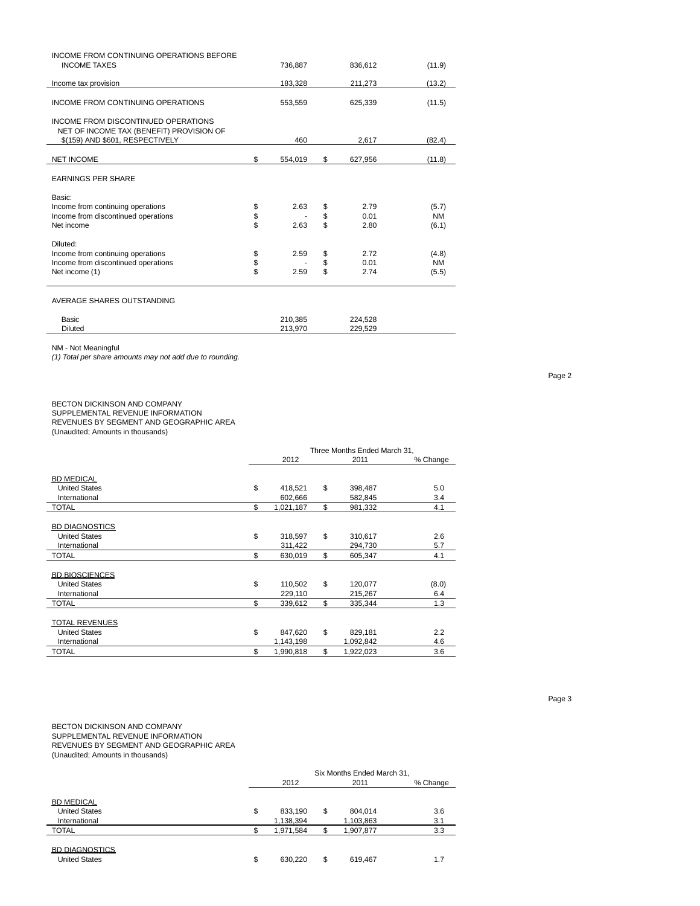| | 2012 | 2011 | % Change |
|---|---|---|---|
| INCOME FROM CONTINUING OPERATIONS BEFORE INCOME TAXES | 736,887 | 836,612 | (11.9) |
| Income tax provision | 183,328 | 211,273 | (13.2) |
| INCOME FROM CONTINUING OPERATIONS | 553,559 | 625,339 | (11.5) |
| INCOME FROM DISCONTINUED OPERATIONS NET OF INCOME TAX (BENEFIT) PROVISION OF $(159) AND $601, RESPECTIVELY | 460 | 2,617 | (82.4) |
| NET INCOME | $ 554,019 | $ 627,956 | (11.8) |
| EARNINGS PER SHARE | | | |
| Basic: | | | |
| Income from continuing operations | $ 2.63 | $ 2.79 | (5.7) |
| Income from discontinued operations | $ - | $ 0.01 | NM |
| Net income | $ 2.63 | $ 2.80 | (6.1) |
| Diluted: | | | |
| Income from continuing operations | $ 2.59 | $ 2.72 | (4.8) |
| Income from discontinued operations | $ - | $ 0.01 | NM |
| Net income (1) | $ 2.59 | $ 2.74 | (5.5) |
| AVERAGE SHARES OUTSTANDING | | | |
| Basic | 210,385 | 224,528 | |
| Diluted | 213,970 | 229,529 | |

NM - Not Meaningful

*(1) Total per share amounts may not add due to rounding.*

BECTON DICKINSON AND COMPANY
SUPPLEMENTAL REVENUE INFORMATION
REVENUES BY SEGMENT AND GEOGRAPHIC AREA
(Unaudited; Amounts in thousands)

| | Three Months Ended March 31, | | |
|---|---|---|---|
| | 2012 | 2011 | % Change |
| **BD MEDICAL** | | | |
| United States | $ 418,521 | $ 398,487 | 5.0 |
| International | 602,666 | 582,845 | 3.4 |
| TOTAL | $ 1,021,187 | $ 981,332 | 4.1 |
| **BD DIAGNOSTICS** | | | |
| United States | $ 318,597 | $ 310,617 | 2.6 |
| International | 311,422 | 294,730 | 5.7 |
| TOTAL | $ 630,019 | $ 605,347 | 4.1 |
| **BD BIOSCIENCES** | | | |
| United States | $ 110,502 | $ 120,077 | (8.0) |
| International | 229,110 | 215,267 | 6.4 |
| TOTAL | $ 339,612 | $ 335,344 | 1.3 |
| **TOTAL REVENUES** | | | |
| United States | $ 847,620 | $ 829,181 | 2.2 |
| International | 1,143,198 | 1,092,842 | 4.6 |
| TOTAL | $ 1,990,818 | $ 1,922,023 | 3.6 |

BECTON DICKINSON AND COMPANY
SUPPLEMENTAL REVENUE INFORMATION
REVENUES BY SEGMENT AND GEOGRAPHIC AREA
(Unaudited; Amounts in thousands)

| | Six Months Ended March 31, | | |
|---|---|---|---|
| | 2012 | 2011 | % Change |
| **BD MEDICAL** | | | |
| United States | $ 833,190 | $ 804,014 | 3.6 |
| International | 1,138,394 | 1,103,863 | 3.1 |
| TOTAL | $ 1,971,584 | $ 1,907,877 | 3.3 |
| **BD DIAGNOSTICS** | | | |
| United States | $ 630,220 | $ 619,467 | 1.7 |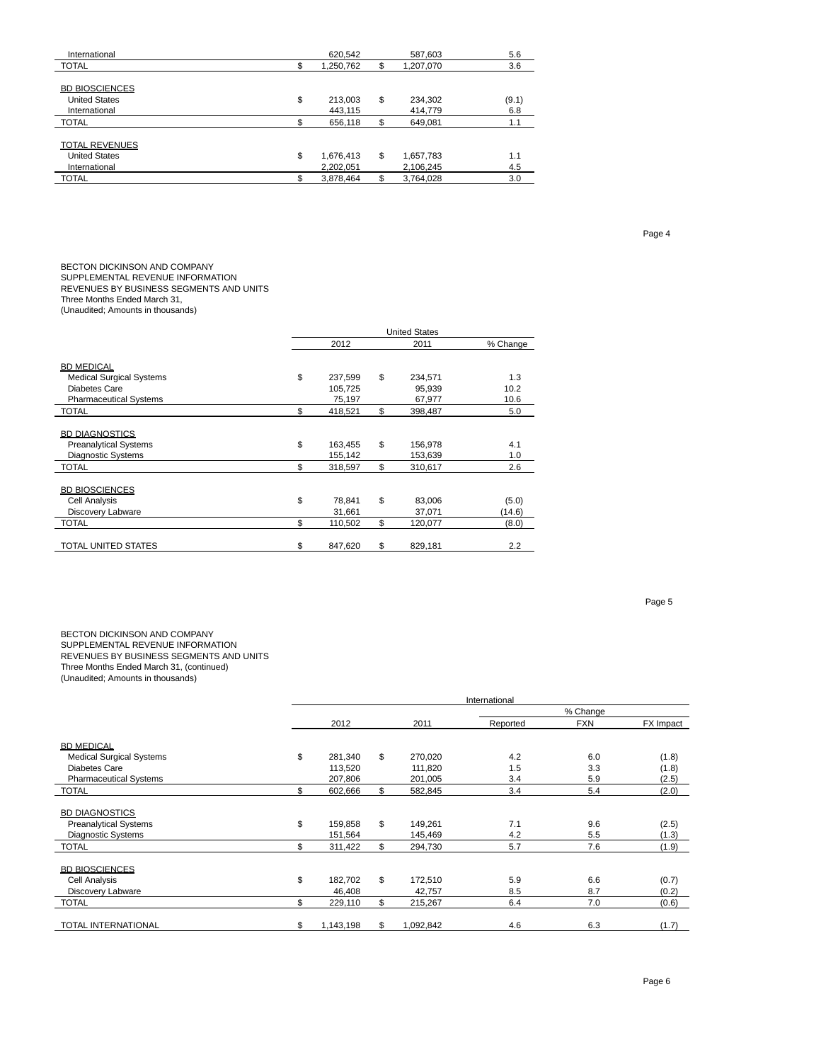| | 2012 | | 2011 | | % Change |
|---|---|---|---|---|---|
| International | | 620,542 | | 587,603 | 5.6 |
| TOTAL | $ | 1,250,762 | $ | 1,207,070 | 3.6 |
| | | | | | |
| BD BIOSCIENCES | | | | | |
| United States | $ | 213,003 | $ | 234,302 | (9.1) |
| International | | 443,115 | | 414,779 | 6.8 |
| TOTAL | $ | 656,118 | $ | 649,081 | 1.1 |
| | | | | | |
| TOTAL REVENUES | | | | | |
| United States | $ | 1,676,413 | $ | 1,657,783 | 1.1 |
| International | | 2,202,051 | | 2,106,245 | 4.5 |
| TOTAL | $ | 3,878,464 | $ | 3,764,028 | 3.0 |

BECTON DICKINSON AND COMPANY
SUPPLEMENTAL REVENUE INFORMATION
REVENUES BY BUSINESS SEGMENTS AND UNITS
Three Months Ended March 31,
(Unaudited; Amounts in thousands)

| | United States | | | | |
|---|---|---|---|---|---|
| | | 2012 | | 2011 | % Change |
| BD MEDICAL | | | | | |
| Medical Surgical Systems | $ | 237,599 | $ | 234,571 | 1.3 |
| Diabetes Care | | 105,725 | | 95,939 | 10.2 |
| Pharmaceutical Systems | | 75,197 | | 67,977 | 10.6 |
| TOTAL | $ | 418,521 | $ | 398,487 | 5.0 |
| | | | | | |
| BD DIAGNOSTICS | | | | | |
| Preanalytical Systems | $ | 163,455 | $ | 156,978 | 4.1 |
| Diagnostic Systems | | 155,142 | | 153,639 | 1.0 |
| TOTAL | $ | 318,597 | $ | 310,617 | 2.6 |
| | | | | | |
| BD BIOSCIENCES | | | | | |
| Cell Analysis | $ | 78,841 | $ | 83,006 | (5.0) |
| Discovery Labware | | 31,661 | | 37,071 | (14.6) |
| TOTAL | $ | 110,502 | $ | 120,077 | (8.0) |
| | | | | | |
| TOTAL UNITED STATES | $ | 847,620 | $ | 829,181 | 2.2 |

BECTON DICKINSON AND COMPANY
SUPPLEMENTAL REVENUE INFORMATION
REVENUES BY BUSINESS SEGMENTS AND UNITS
Three Months Ended March 31, (continued)
(Unaudited; Amounts in thousands)

| | International | | | | | | |
|---|---|---|---|---|---|---|---|
| | | | | | % Change | | |
| | | 2012 | | 2011 | Reported | FXN | FX Impact |
| BD MEDICAL | | | | | | | |
| Medical Surgical Systems | $ | 281,340 | $ | 270,020 | 4.2 | 6.0 | (1.8) |
| Diabetes Care | | 113,520 | | 111,820 | 1.5 | 3.3 | (1.8) |
| Pharmaceutical Systems | | 207,806 | | 201,005 | 3.4 | 5.9 | (2.5) |
| TOTAL | $ | 602,666 | $ | 582,845 | 3.4 | 5.4 | (2.0) |
| | | | | | | | |
| BD DIAGNOSTICS | | | | | | | |
| Preanalytical Systems | $ | 159,858 | $ | 149,261 | 7.1 | 9.6 | (2.5) |
| Diagnostic Systems | | 151,564 | | 145,469 | 4.2 | 5.5 | (1.3) |
| TOTAL | $ | 311,422 | $ | 294,730 | 5.7 | 7.6 | (1.9) |
| | | | | | | | |
| BD BIOSCIENCES | | | | | | | |
| Cell Analysis | $ | 182,702 | $ | 172,510 | 5.9 | 6.6 | (0.7) |
| Discovery Labware | | 46,408 | | 42,757 | 8.5 | 8.7 | (0.2) |
| TOTAL | $ | 229,110 | $ | 215,267 | 6.4 | 7.0 | (0.6) |
| | | | | | | | |
| TOTAL INTERNATIONAL | $ | 1,143,198 | $ | 1,092,842 | 4.6 | 6.3 | (1.7) |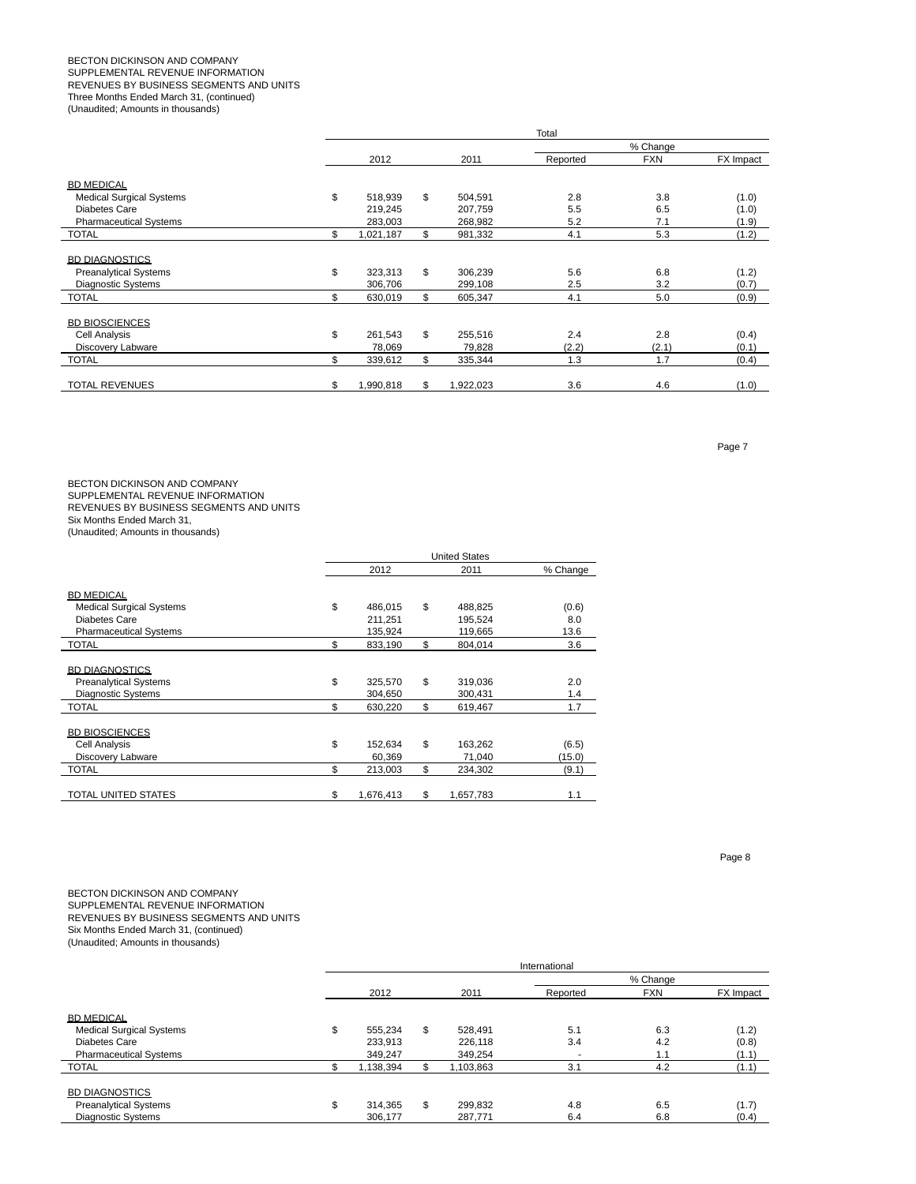BECTON DICKINSON AND COMPANY
SUPPLEMENTAL REVENUE INFORMATION
REVENUES BY BUSINESS SEGMENTS AND UNITS
Three Months Ended March 31, (continued)
(Unaudited; Amounts in thousands)

| | Total | | | | |
|---|---|---|---|---|---|
| | | | % Change | | |
| | 2012 | 2011 | Reported | FXN | FX Impact |
| BD MEDICAL | | | | | |
| Medical Surgical Systems | $ 518,939 | $ 504,591 | 2.8 | 3.8 | (1.0) |
| Diabetes Care | 219,245 | 207,759 | 5.5 | 6.5 | (1.0) |
| Pharmaceutical Systems | 283,003 | 268,982 | 5.2 | 7.1 | (1.9) |
| TOTAL | $ 1,021,187 | $ 981,332 | 4.1 | 5.3 | (1.2) |
| BD DIAGNOSTICS | | | | | |
| Preanalytical Systems | $ 323,313 | $ 306,239 | 5.6 | 6.8 | (1.2) |
| Diagnostic Systems | 306,706 | 299,108 | 2.5 | 3.2 | (0.7) |
| TOTAL | $ 630,019 | $ 605,347 | 4.1 | 5.0 | (0.9) |
| BD BIOSCIENCES | | | | | |
| Cell Analysis | $ 261,543 | $ 255,516 | 2.4 | 2.8 | (0.4) |
| Discovery Labware | 78,069 | 79,828 | (2.2) | (2.1) | (0.1) |
| TOTAL | $ 339,612 | $ 335,344 | 1.3 | 1.7 | (0.4) |
| TOTAL REVENUES | $ 1,990,818 | $ 1,922,023 | 3.6 | 4.6 | (1.0) |

BECTON DICKINSON AND COMPANY
SUPPLEMENTAL REVENUE INFORMATION
REVENUES BY BUSINESS SEGMENTS AND UNITS
Six Months Ended March 31,
(Unaudited; Amounts in thousands)

| | United States | | |
|---|---|---|---|
| | 2012 | 2011 | % Change |
| BD MEDICAL | | | |
| Medical Surgical Systems | $ 486,015 | $ 488,825 | (0.6) |
| Diabetes Care | 211,251 | 195,524 | 8.0 |
| Pharmaceutical Systems | 135,924 | 119,665 | 13.6 |
| TOTAL | $ 833,190 | $ 804,014 | 3.6 |
| BD DIAGNOSTICS | | | |
| Preanalytical Systems | $ 325,570 | $ 319,036 | 2.0 |
| Diagnostic Systems | 304,650 | 300,431 | 1.4 |
| TOTAL | $ 630,220 | $ 619,467 | 1.7 |
| BD BIOSCIENCES | | | |
| Cell Analysis | $ 152,634 | $ 163,262 | (6.5) |
| Discovery Labware | 60,369 | 71,040 | (15.0) |
| TOTAL | $ 213,003 | $ 234,302 | (9.1) |
| TOTAL UNITED STATES | $ 1,676,413 | $ 1,657,783 | 1.1 |

BECTON DICKINSON AND COMPANY
SUPPLEMENTAL REVENUE INFORMATION
REVENUES BY BUSINESS SEGMENTS AND UNITS
Six Months Ended March 31, (continued)
(Unaudited; Amounts in thousands)

| | International | | | | |
|---|---|---|---|---|---|
| | | | % Change | | |
| | 2012 | 2011 | Reported | FXN | FX Impact |
| BD MEDICAL | | | | | |
| Medical Surgical Systems | $ 555,234 | $ 528,491 | 5.1 | 6.3 | (1.2) |
| Diabetes Care | 233,913 | 226,118 | 3.4 | 4.2 | (0.8) |
| Pharmaceutical Systems | 349,247 | 349,254 | - | 1.1 | (1.1) |
| TOTAL | $ 1,138,394 | $ 1,103,863 | 3.1 | 4.2 | (1.1) |
| BD DIAGNOSTICS | | | | | |
| Preanalytical Systems | $ 314,365 | $ 299,832 | 4.8 | 6.5 | (1.7) |
| Diagnostic Systems | 306,177 | 287,771 | 6.4 | 6.8 | (0.4) |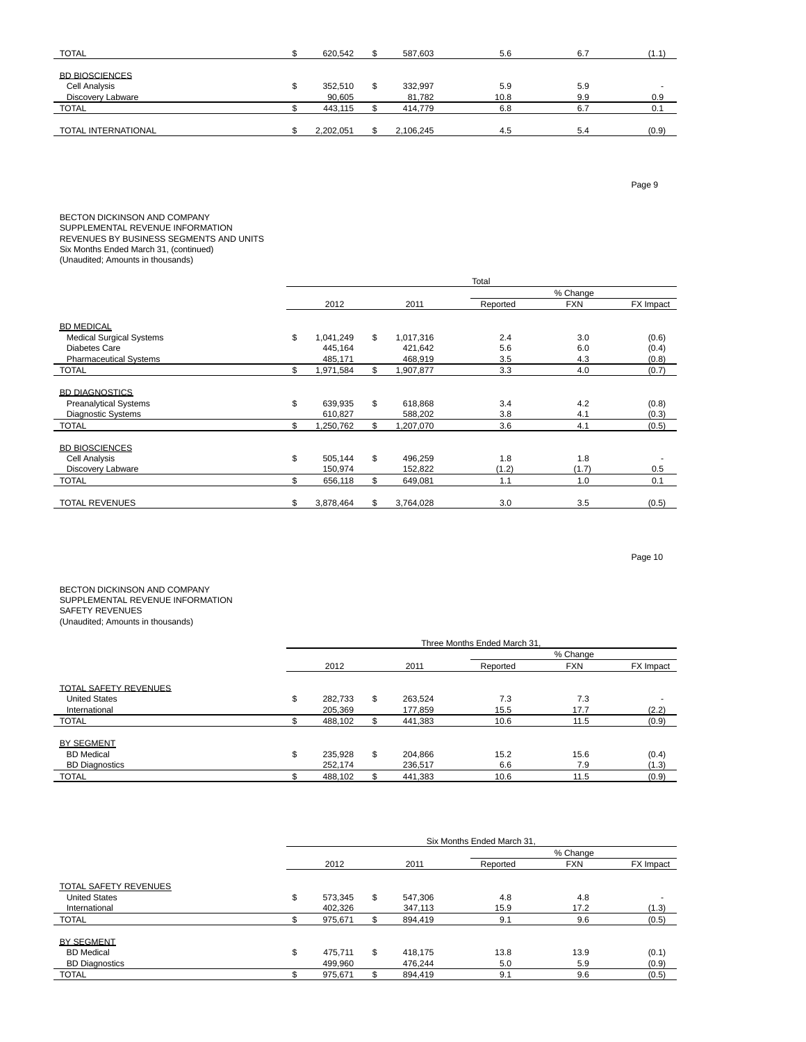| | | 2012 | | 2011 | Reported | FXN | FX Impact |
|---|---|---|---|---|---|---|---|
| TOTAL | $ | 620,542 | $ | 587,603 | 5.6 | 6.7 | (1.1) |
| | | | | | | | |
| BD BIOSCIENCES | | | | | | | |
| Cell Analysis | $ | 352,510 | $ | 332,997 | 5.9 | 5.9 | - |
| Discovery Labware | | 90,605 | | 81,782 | 10.8 | 9.9 | 0.9 |
| TOTAL | $ | 443,115 | $ | 414,779 | 6.8 | 6.7 | 0.1 |
| | | | | | | | |
| TOTAL INTERNATIONAL | $ | 2,202,051 | $ | 2,106,245 | 4.5 | 5.4 | (0.9) |

BECTON DICKINSON AND COMPANY
SUPPLEMENTAL REVENUE INFORMATION
REVENUES BY BUSINESS SEGMENTS AND UNITS
Six Months Ended March 31, (continued)
(Unaudited; Amounts in thousands)

| | Total | | | | | | |
|---|---|---|---|---|---|---|---|
| | | | | | % Change | | |
| | | 2012 | | 2011 | Reported | FXN | FX Impact |
| BD MEDICAL | | | | | | | |
| Medical Surgical Systems | $ | 1,041,249 | $ | 1,017,316 | 2.4 | 3.0 | (0.6) |
| Diabetes Care | | 445,164 | | 421,642 | 5.6 | 6.0 | (0.4) |
| Pharmaceutical Systems | | 485,171 | | 468,919 | 3.5 | 4.3 | (0.8) |
| TOTAL | $ | 1,971,584 | $ | 1,907,877 | 3.3 | 4.0 | (0.7) |
| | | | | | | | |
| BD DIAGNOSTICS | | | | | | | |
| Preanalytical Systems | $ | 639,935 | $ | 618,868 | 3.4 | 4.2 | (0.8) |
| Diagnostic Systems | | 610,827 | | 588,202 | 3.8 | 4.1 | (0.3) |
| TOTAL | $ | 1,250,762 | $ | 1,207,070 | 3.6 | 4.1 | (0.5) |
| | | | | | | | |
| BD BIOSCIENCES | | | | | | | |
| Cell Analysis | $ | 505,144 | $ | 496,259 | 1.8 | 1.8 | - |
| Discovery Labware | | 150,974 | | 152,822 | (1.2) | (1.7) | 0.5 |
| TOTAL | $ | 656,118 | $ | 649,081 | 1.1 | 1.0 | 0.1 |
| | | | | | | | |
| TOTAL REVENUES | $ | 3,878,464 | $ | 3,764,028 | 3.0 | 3.5 | (0.5) |

BECTON DICKINSON AND COMPANY
SUPPLEMENTAL REVENUE INFORMATION
SAFETY REVENUES
(Unaudited; Amounts in thousands)

| | Three Months Ended March 31, | | | | | | |
|---|---|---|---|---|---|---|---|
| | | | | | % Change | | |
| | | 2012 | | 2011 | Reported | FXN | FX Impact |
| TOTAL SAFETY REVENUES | | | | | | | |
| United States | $ | 282,733 | $ | 263,524 | 7.3 | 7.3 | - |
| International | | 205,369 | | 177,859 | 15.5 | 17.7 | (2.2) |
| TOTAL | $ | 488,102 | $ | 441,383 | 10.6 | 11.5 | (0.9) |
| | | | | | | | |
| BY SEGMENT | | | | | | | |
| BD Medical | $ | 235,928 | $ | 204,866 | 15.2 | 15.6 | (0.4) |
| BD Diagnostics | | 252,174 | | 236,517 | 6.6 | 7.9 | (1.3) |
| TOTAL | $ | 488,102 | $ | 441,383 | 10.6 | 11.5 | (0.9) |

| | Six Months Ended March 31, | | | | | | |
|---|---|---|---|---|---|---|---|
| | | | | | % Change | | |
| | | 2012 | | 2011 | Reported | FXN | FX Impact |
| TOTAL SAFETY REVENUES | | | | | | | |
| United States | $ | 573,345 | $ | 547,306 | 4.8 | 4.8 | - |
| International | | 402,326 | | 347,113 | 15.9 | 17.2 | (1.3) |
| TOTAL | $ | 975,671 | $ | 894,419 | 9.1 | 9.6 | (0.5) |
| | | | | | | | |
| BY SEGMENT | | | | | | | |
| BD Medical | $ | 475,711 | $ | 418,175 | 13.8 | 13.9 | (0.1) |
| BD Diagnostics | | 499,960 | | 476,244 | 5.0 | 5.9 | (0.9) |
| TOTAL | $ | 975,671 | $ | 894,419 | 9.1 | 9.6 | (0.5) |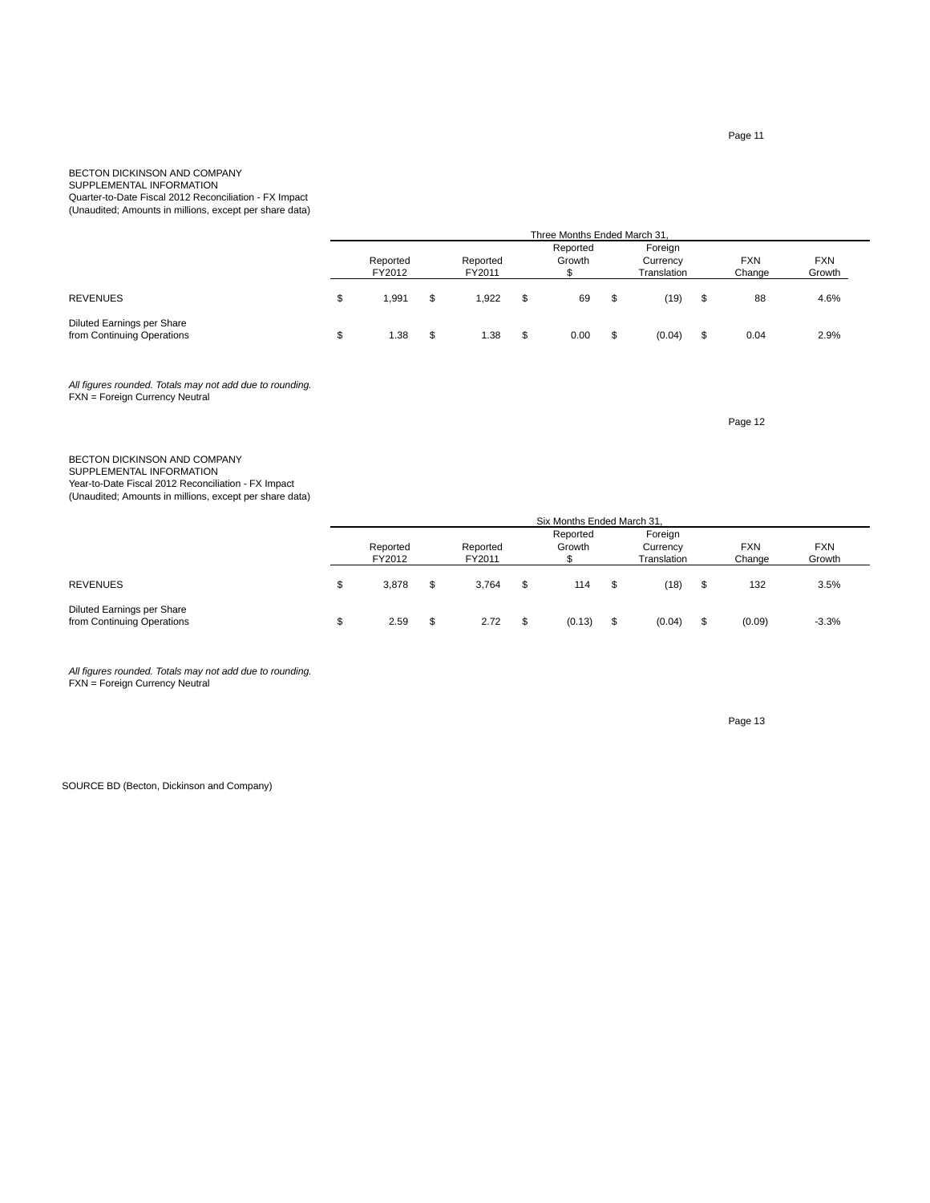BECTON DICKINSON AND COMPANY
SUPPLEMENTAL INFORMATION
Quarter-to-Date Fiscal 2012 Reconciliation - FX Impact
(Unaudited; Amounts in millions, except per share data)

| | Three Months Ended March 31, | | | | | |
|---|---|---|---|---|---|---|
| | Reported FY2012 | Reported FY2011 | Reported Growth $ | Foreign Currency Translation | FXN Change | FXN Growth |
| REVENUES | $ 1,991 | $ 1,922 | $ 69 | $ (19) | $ 88 | 4.6% |
| Diluted Earnings per Share from Continuing Operations | $ 1.38 | $ 1.38 | $ 0.00 | $ (0.04) | $ 0.04 | 2.9% |

*All figures rounded. Totals may not add due to rounding.*
FXN = Foreign Currency Neutral

BECTON DICKINSON AND COMPANY
SUPPLEMENTAL INFORMATION
Year-to-Date Fiscal 2012 Reconciliation - FX Impact
(Unaudited; Amounts in millions, except per share data)

| | Six Months Ended March 31, | | | | | |
|---|---|---|---|---|---|---|
| | Reported FY2012 | Reported FY2011 | Reported Growth $ | Foreign Currency Translation | FXN Change | FXN Growth |
| REVENUES | $ 3,878 | $ 3,764 | $ 114 | $ (18) | $ 132 | 3.5% |
| Diluted Earnings per Share from Continuing Operations | $ 2.59 | $ 2.72 | $ (0.13) | $ (0.04) | $ (0.09) | -3.3% |

*All figures rounded. Totals may not add due to rounding.*
FXN = Foreign Currency Neutral

SOURCE BD (Becton, Dickinson and Company)